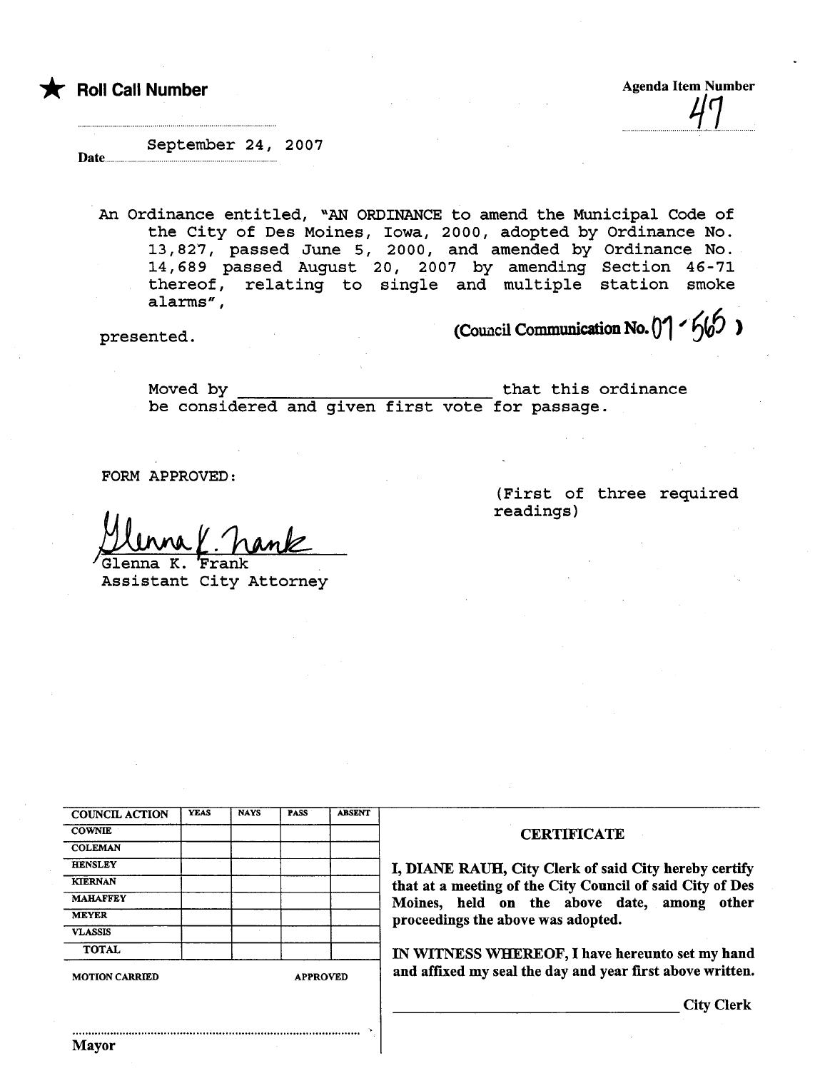★ **Roll Call Number**

**Agenda Item Number**

47

Date September 24, 2007

An Ordinance entitled, "AN ORDINANCE to amend the Municipal Code of the City of Des Moines, Iowa, 2000, adopted by Ordinance No. 13,827, passed June 5, 2000, and amended by Ordinance No. 14,689 passed August 20, 2007 by amending Section 46-71 thereof, relating to single and multiple station smoke alarms",

presented.

(Council Communication No. 07-565)

Moved by ________________________ that this ordinance be considered and given first vote for passage.

FORM APPROVED:

(First of three required readings)

Glenna K. Frank
Glenna K. Frank
Assistant City Attorney

| COUNCIL ACTION | YEAS | NAYS | PASS | ABSENT |
|---|---|---|---|---|
| COWNIE | | | | |
| COLEMAN | | | | |
| HENSLEY | | | | |
| KIERNAN | | | | |
| MAHAFFEY | | | | |
| MEYER | | | | |
| VLASSIS | | | | |
| TOTAL | | | | |

MOTION CARRIED APPROVED

.......................................................................
Mayor

**CERTIFICATE**

**I, DIANE RAUH, City Clerk of said City hereby certify that at a meeting of the City Council of said City of Des Moines, held on the above date, among other proceedings the above was adopted.**

**IN WITNESS WHEREOF, I have hereunto set my hand and affixed my seal the day and year first above written.**

________________________________ **City Clerk**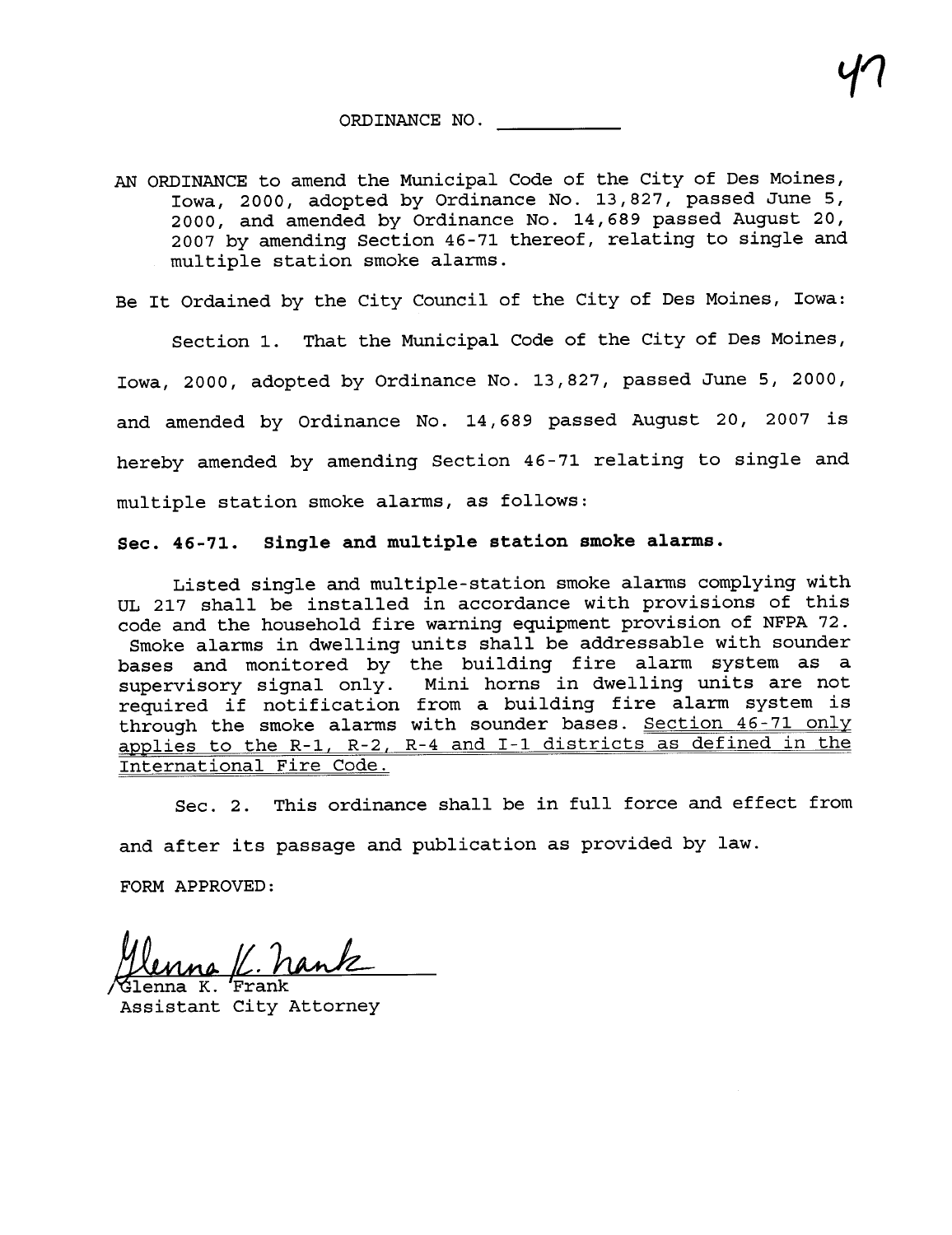ORDINANCE NO. ___________

AN ORDINANCE to amend the Municipal Code of the City of Des Moines, Iowa, 2000, adopted by Ordinance No. 13,827, passed June 5, 2000, and amended by Ordinance No. 14,689 passed August 20, 2007 by amending Section 46-71 thereof, relating to single and multiple station smoke alarms.

Be It Ordained by the City Council of the City of Des Moines, Iowa:

Section 1. That the Municipal Code of the City of Des Moines, Iowa, 2000, adopted by Ordinance No. 13,827, passed June 5, 2000, and amended by Ordinance No. 14,689 passed August 20, 2007 is hereby amended by amending Section 46-71 relating to single and multiple station smoke alarms, as follows:

**Sec. 46-71. Single and multiple station smoke alarms.**

Listed single and multiple-station smoke alarms complying with UL 217 shall be installed in accordance with provisions of this code and the household fire warning equipment provision of NFPA 72. Smoke alarms in dwelling units shall be addressable with sounder bases and monitored by the building fire alarm system as a supervisory signal only. Mini horns in dwelling units are not required if notification from a building fire alarm system is through the smoke alarms with sounder bases. <u>Section 46-71 only applies to the R-1, R-2, R-4 and I-1 districts as defined in the International Fire Code.</u>

Sec. 2. This ordinance shall be in full force and effect from and after its passage and publication as provided by law.

FORM APPROVED:

Glenna K. Frank
Assistant City Attorney